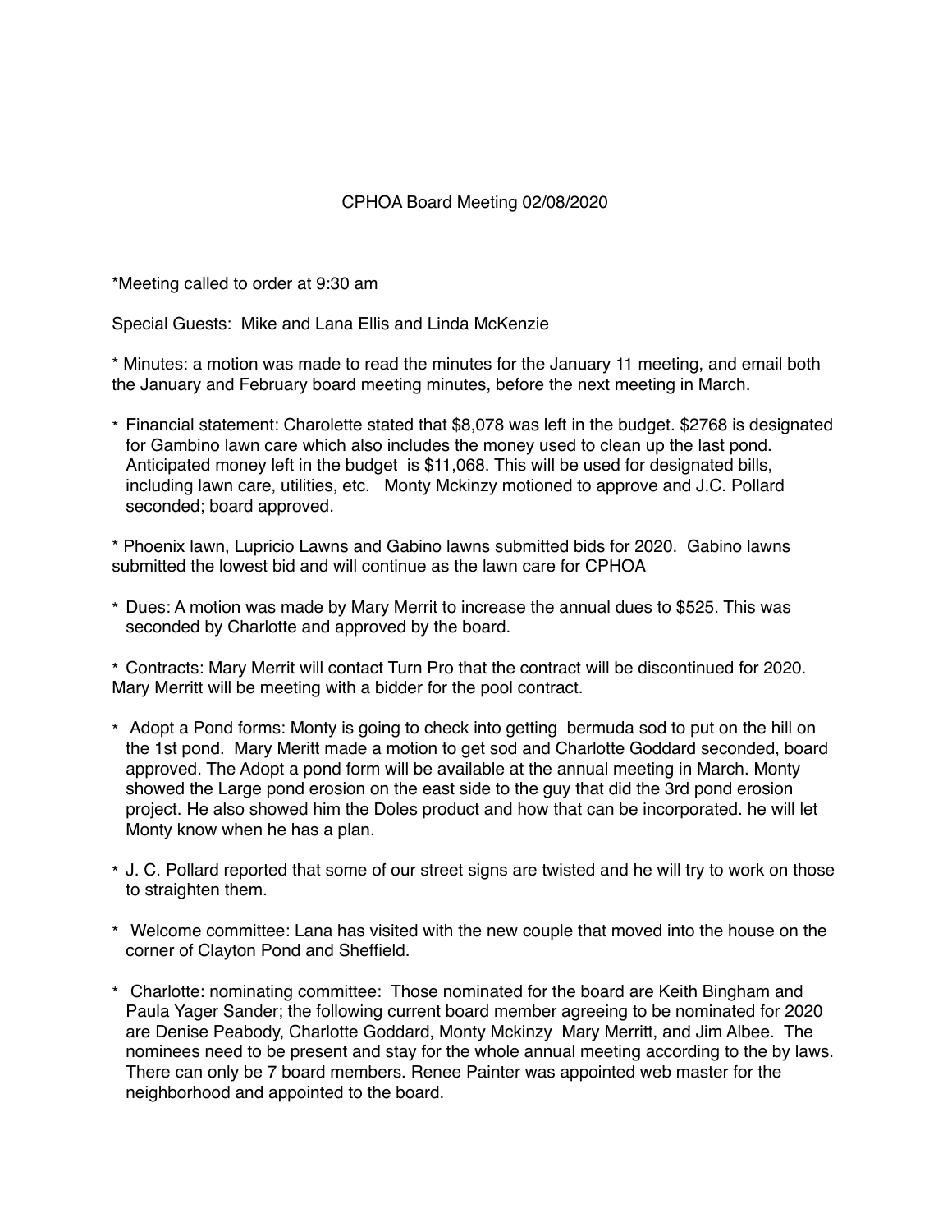CPHOA Board Meeting 02/08/2020

*Meeting called to order at 9:30 am

Special Guests: Mike and Lana Ellis and Linda McKenzie

* Minutes: a motion was made to read the minutes for the January 11 meeting, and email both the January and February board meeting minutes, before the next meeting in March.

* Financial statement: Charolette stated that $8,078 was left in the budget. $2768 is designated for Gambino lawn care which also includes the money used to clean up the last pond. Anticipated money left in the budget is $11,068. This will be used for designated bills, including lawn care, utilities, etc. Monty Mckinzy motioned to approve and J.C. Pollard seconded; board approved.

* Phoenix lawn, Lupricio Lawns and Gabino lawns submitted bids for 2020. Gabino lawns submitted the lowest bid and will continue as the lawn care for CPHOA

* Dues: A motion was made by Mary Merrit to increase the annual dues to $525. This was seconded by Charlotte and approved by the board.

* Contracts: Mary Merrit will contact Turn Pro that the contract will be discontinued for 2020. Mary Merritt will be meeting with a bidder for the pool contract.

* Adopt a Pond forms: Monty is going to check into getting bermuda sod to put on the hill on the 1st pond. Mary Meritt made a motion to get sod and Charlotte Goddard seconded, board approved. The Adopt a pond form will be available at the annual meeting in March. Monty showed the Large pond erosion on the east side to the guy that did the 3rd pond erosion project. He also showed him the Doles product and how that can be incorporated. he will let Monty know when he has a plan.

* J. C. Pollard reported that some of our street signs are twisted and he will try to work on those to straighten them.

* Welcome committee: Lana has visited with the new couple that moved into the house on the corner of Clayton Pond and Sheffield.

* Charlotte: nominating committee: Those nominated for the board are Keith Bingham and Paula Yager Sander; the following current board member agreeing to be nominated for 2020 are Denise Peabody, Charlotte Goddard, Monty Mckinzy Mary Merritt, and Jim Albee. The nominees need to be present and stay for the whole annual meeting according to the by laws. There can only be 7 board members. Renee Painter was appointed web master for the neighborhood and appointed to the board.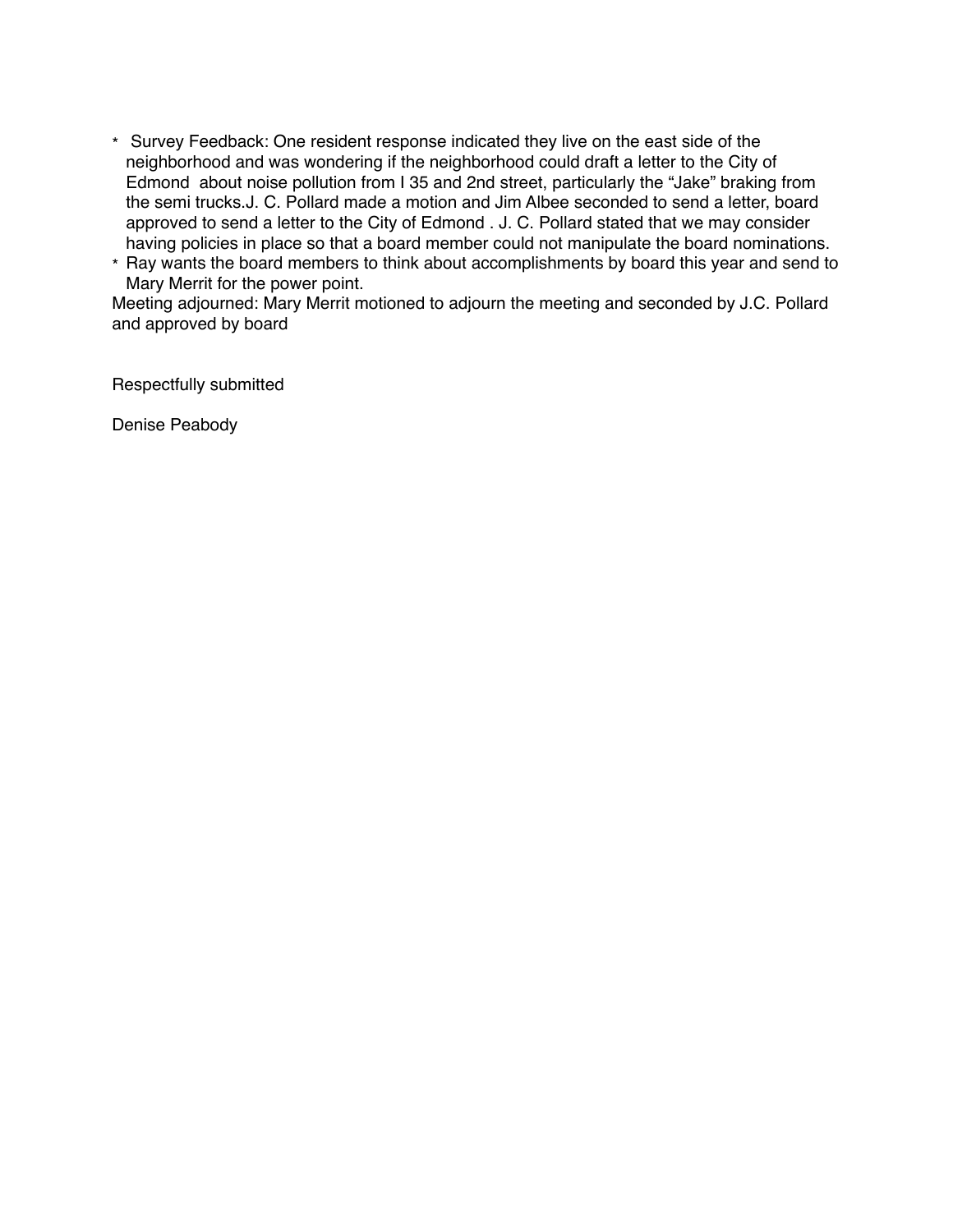* Survey Feedback: One resident response indicated they live on the east side of the neighborhood and was wondering if the neighborhood could draft a letter to the City of Edmond about noise pollution from I 35 and 2nd street, particularly the “Jake” braking from the semi trucks.J. C. Pollard made a motion and Jim Albee seconded to send a letter, board approved to send a letter to the City of Edmond . J. C. Pollard stated that we may consider having policies in place so that a board member could not manipulate the board nominations.
* Ray wants the board members to think about accomplishments by board this year and send to Mary Merrit for the power point.

Meeting adjourned: Mary Merrit motioned to adjourn the meeting and seconded by J.C. Pollard and approved by board

Respectfully submitted

Denise Peabody